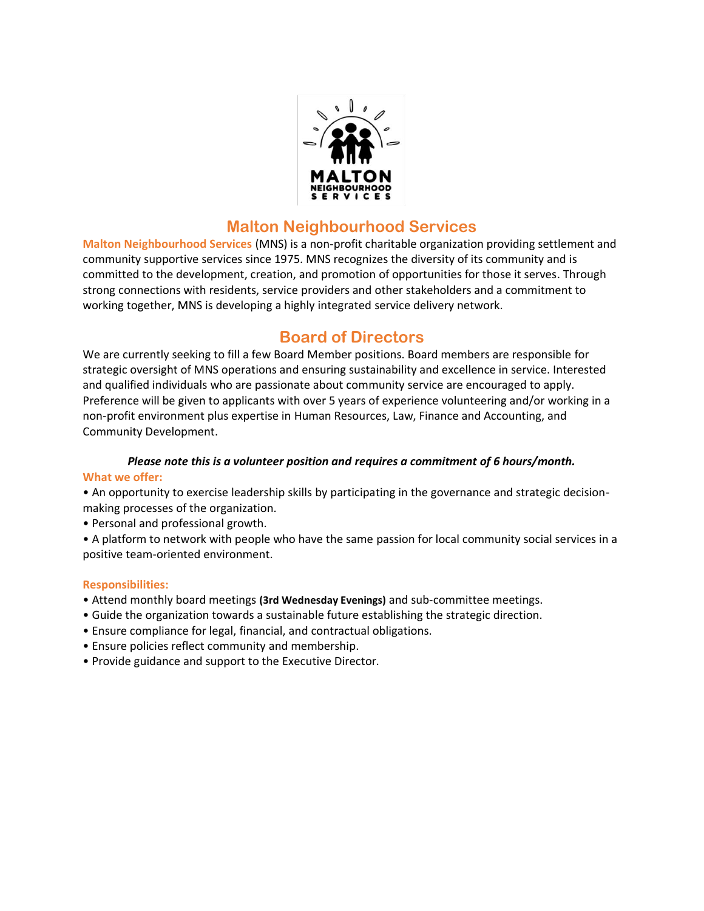# Malton Neighbourhood Services

**Malton Neighbourhood Services** (MNS) is a non-profit charitable organization providing settlement and community supportive services since 1975. MNS recognizes the diversity of its community and is committed to the development, creation, and promotion of opportunities for those it serves. Through strong connections with residents, service providers and other stakeholders and a commitment to working together, MNS is developing a highly integrated service delivery network.

## Board of Directors

We are currently seeking to fill a few Board Member positions. Board members are responsible for strategic oversight of MNS operations and ensuring sustainability and excellence in service. Interested and qualified individuals who are passionate about community service are encouraged to apply. Preference will be given to applicants with over 5 years of experience volunteering and/or working in a non-profit environment plus expertise in Human Resources, Law, Finance and Accounting, and Community Development.

***Please note this is a volunteer position and requires a commitment of 6 hours/month.***

**What we offer:**

- An opportunity to exercise leadership skills by participating in the governance and strategic decision-making processes of the organization.
- Personal and professional growth.
- A platform to network with people who have the same passion for local community social services in a positive team-oriented environment.

**Responsibilities:**

- Attend monthly board meetings **(3rd Wednesday Evenings)** and sub-committee meetings.
- Guide the organization towards a sustainable future establishing the strategic direction.
- Ensure compliance for legal, financial, and contractual obligations.
- Ensure policies reflect community and membership.
- Provide guidance and support to the Executive Director.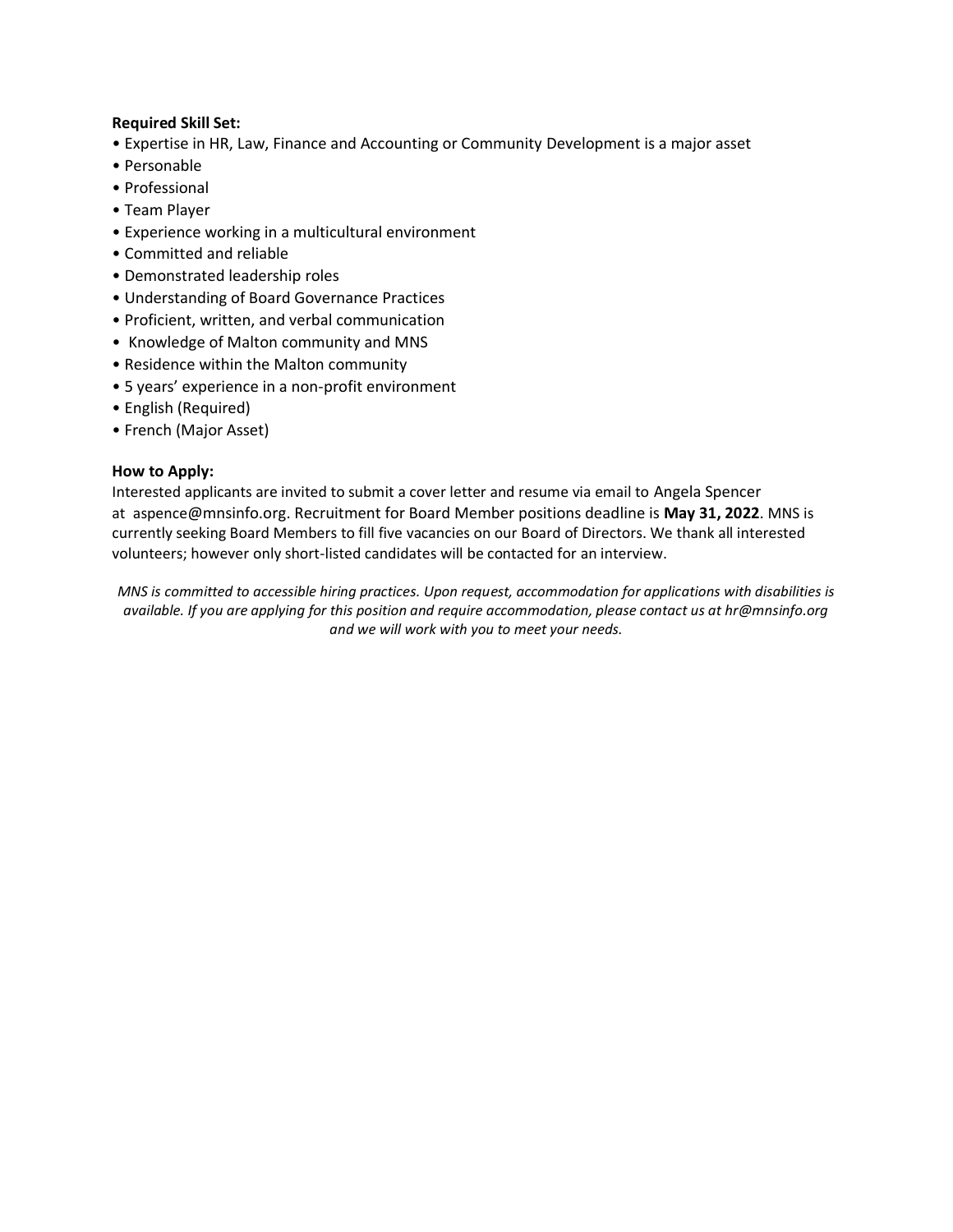**Required Skill Set:**

- Expertise in HR, Law, Finance and Accounting or Community Development is a major asset
- Personable
- Professional
- Team Player
- Experience working in a multicultural environment
- Committed and reliable
- Demonstrated leadership roles
- Understanding of Board Governance Practices
- Proficient, written, and verbal communication
- Knowledge of Malton community and MNS
- Residence within the Malton community
- 5 years' experience in a non-profit environment
- English (Required)
- French (Major Asset)

**How to Apply:**

Interested applicants are invited to submit a cover letter and resume via email to Angela Spencer at aspence@mnsinfo.org. Recruitment for Board Member positions deadline is **May 31, 2022**. MNS is currently seeking Board Members to fill five vacancies on our Board of Directors. We thank all interested volunteers; however only short-listed candidates will be contacted for an interview.

*MNS is committed to accessible hiring practices. Upon request, accommodation for applications with disabilities is available. If you are applying for this position and require accommodation, please contact us at hr@mnsinfo.org and we will work with you to meet your needs.*